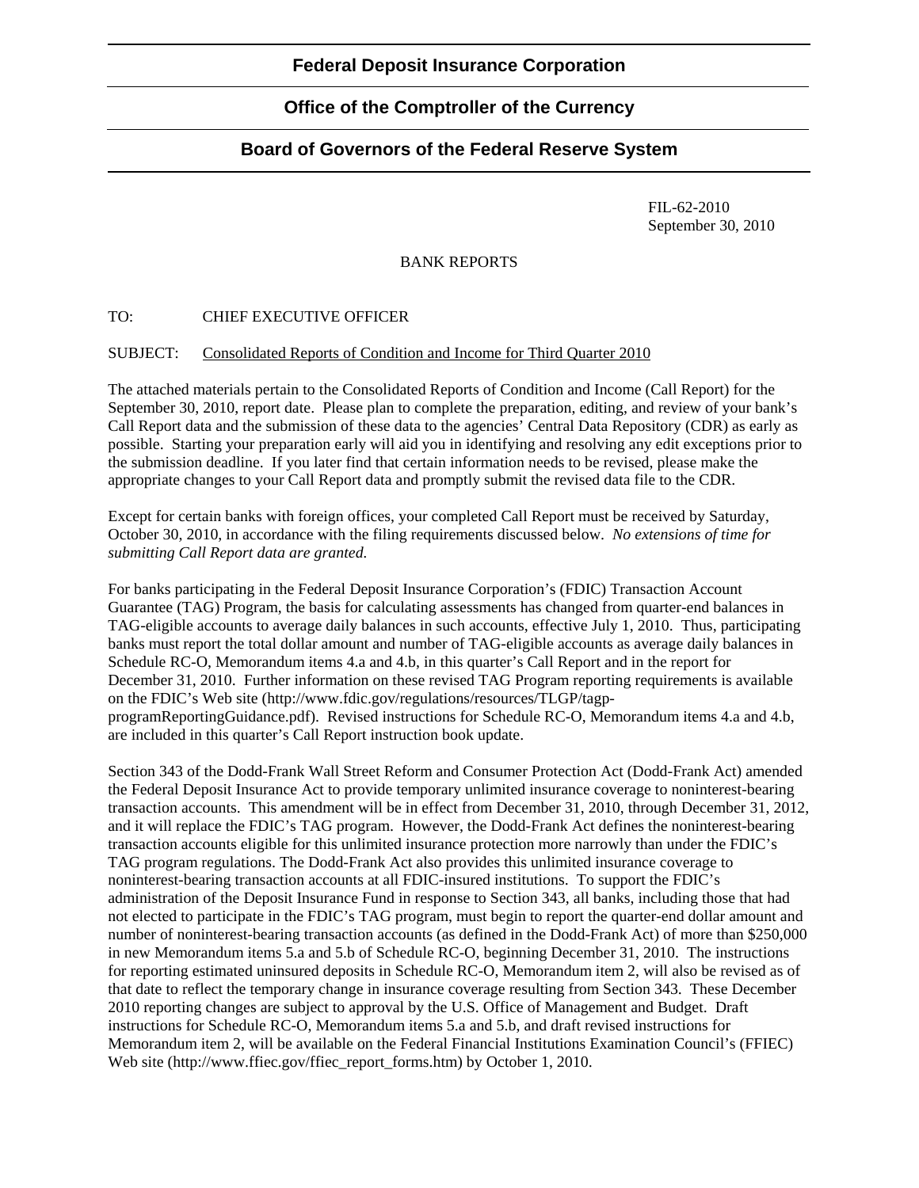## Federal Deposit Insurance Corporation

## Office of the Comptroller of the Currency

## Board of Governors of the Federal Reserve System

FIL-62-2010
September 30, 2010

BANK REPORTS

TO: CHIEF EXECUTIVE OFFICER

SUBJECT: Consolidated Reports of Condition and Income for Third Quarter 2010

The attached materials pertain to the Consolidated Reports of Condition and Income (Call Report) for the September 30, 2010, report date. Please plan to complete the preparation, editing, and review of your bank's Call Report data and the submission of these data to the agencies' Central Data Repository (CDR) as early as possible. Starting your preparation early will aid you in identifying and resolving any edit exceptions prior to the submission deadline. If you later find that certain information needs to be revised, please make the appropriate changes to your Call Report data and promptly submit the revised data file to the CDR.

Except for certain banks with foreign offices, your completed Call Report must be received by Saturday, October 30, 2010, in accordance with the filing requirements discussed below. *No extensions of time for submitting Call Report data are granted.*

For banks participating in the Federal Deposit Insurance Corporation's (FDIC) Transaction Account Guarantee (TAG) Program, the basis for calculating assessments has changed from quarter-end balances in TAG-eligible accounts to average daily balances in such accounts, effective July 1, 2010. Thus, participating banks must report the total dollar amount and number of TAG-eligible accounts as average daily balances in Schedule RC-O, Memorandum items 4.a and 4.b, in this quarter's Call Report and in the report for December 31, 2010. Further information on these revised TAG Program reporting requirements is available on the FDIC's Web site (http://www.fdic.gov/regulations/resources/TLGP/tagp-programReportingGuidance.pdf). Revised instructions for Schedule RC-O, Memorandum items 4.a and 4.b, are included in this quarter's Call Report instruction book update.

Section 343 of the Dodd-Frank Wall Street Reform and Consumer Protection Act (Dodd-Frank Act) amended the Federal Deposit Insurance Act to provide temporary unlimited insurance coverage to noninterest-bearing transaction accounts. This amendment will be in effect from December 31, 2010, through December 31, 2012, and it will replace the FDIC's TAG program. However, the Dodd-Frank Act defines the noninterest-bearing transaction accounts eligible for this unlimited insurance protection more narrowly than under the FDIC's TAG program regulations. The Dodd-Frank Act also provides this unlimited insurance coverage to noninterest-bearing transaction accounts at all FDIC-insured institutions. To support the FDIC's administration of the Deposit Insurance Fund in response to Section 343, all banks, including those that had not elected to participate in the FDIC's TAG program, must begin to report the quarter-end dollar amount and number of noninterest-bearing transaction accounts (as defined in the Dodd-Frank Act) of more than $250,000 in new Memorandum items 5.a and 5.b of Schedule RC-O, beginning December 31, 2010. The instructions for reporting estimated uninsured deposits in Schedule RC-O, Memorandum item 2, will also be revised as of that date to reflect the temporary change in insurance coverage resulting from Section 343. These December 2010 reporting changes are subject to approval by the U.S. Office of Management and Budget. Draft instructions for Schedule RC-O, Memorandum items 5.a and 5.b, and draft revised instructions for Memorandum item 2, will be available on the Federal Financial Institutions Examination Council's (FFIEC) Web site (http://www.ffiec.gov/ffiec_report_forms.htm) by October 1, 2010.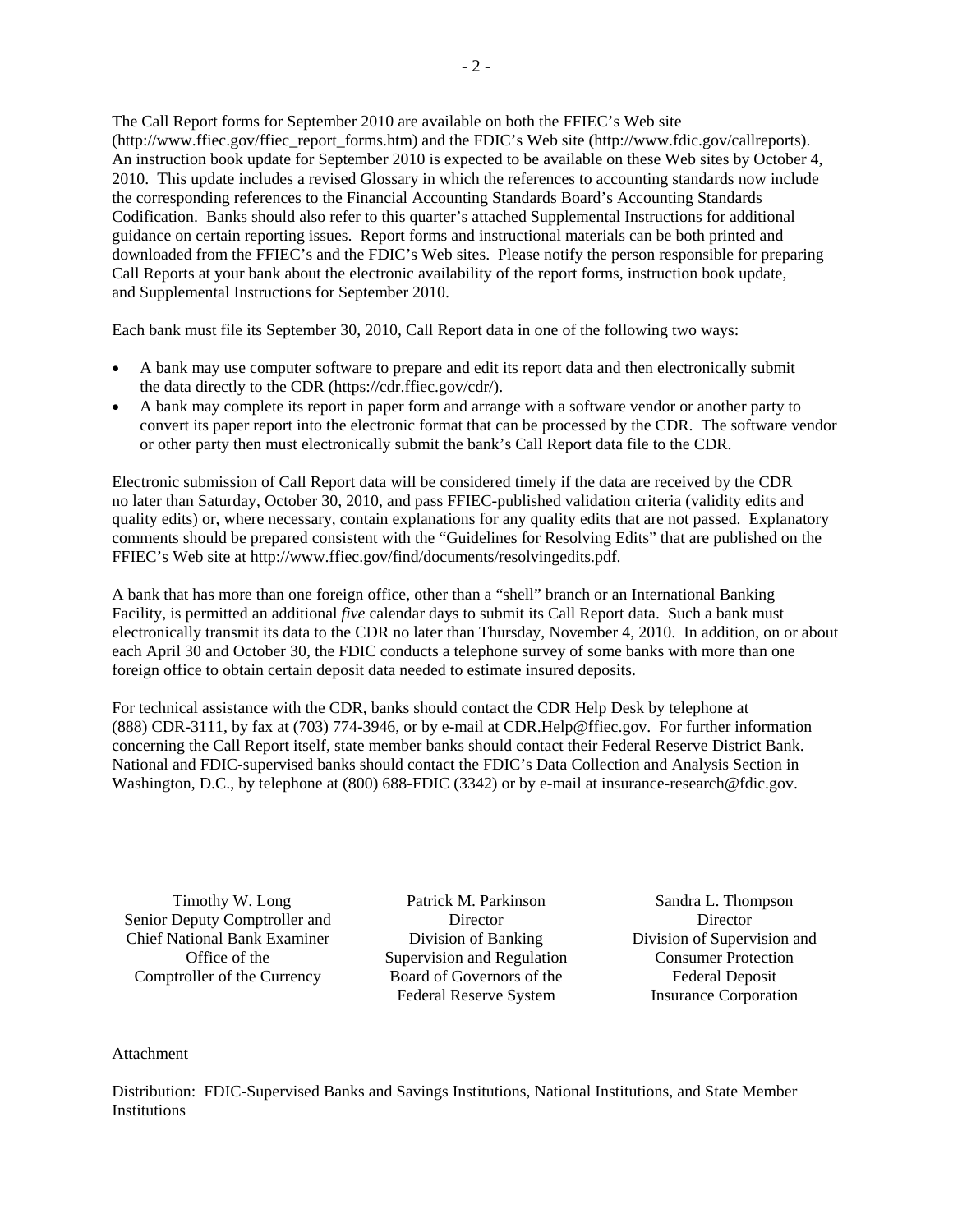The Call Report forms for September 2010 are available on both the FFIEC's Web site (http://www.ffiec.gov/ffiec_report_forms.htm) and the FDIC's Web site (http://www.fdic.gov/callreports). An instruction book update for September 2010 is expected to be available on these Web sites by October 4, 2010. This update includes a revised Glossary in which the references to accounting standards now include the corresponding references to the Financial Accounting Standards Board's Accounting Standards Codification. Banks should also refer to this quarter's attached Supplemental Instructions for additional guidance on certain reporting issues. Report forms and instructional materials can be both printed and downloaded from the FFIEC's and the FDIC's Web sites. Please notify the person responsible for preparing Call Reports at your bank about the electronic availability of the report forms, instruction book update, and Supplemental Instructions for September 2010.

Each bank must file its September 30, 2010, Call Report data in one of the following two ways:

- A bank may use computer software to prepare and edit its report data and then electronically submit the data directly to the CDR (https://cdr.ffiec.gov/cdr/).
- A bank may complete its report in paper form and arrange with a software vendor or another party to convert its paper report into the electronic format that can be processed by the CDR. The software vendor or other party then must electronically submit the bank's Call Report data file to the CDR.

Electronic submission of Call Report data will be considered timely if the data are received by the CDR no later than Saturday, October 30, 2010, and pass FFIEC-published validation criteria (validity edits and quality edits) or, where necessary, contain explanations for any quality edits that are not passed. Explanatory comments should be prepared consistent with the "Guidelines for Resolving Edits" that are published on the FFIEC's Web site at http://www.ffiec.gov/find/documents/resolvingedits.pdf.

A bank that has more than one foreign office, other than a "shell" branch or an International Banking Facility, is permitted an additional *five* calendar days to submit its Call Report data. Such a bank must electronically transmit its data to the CDR no later than Thursday, November 4, 2010. In addition, on or about each April 30 and October 30, the FDIC conducts a telephone survey of some banks with more than one foreign office to obtain certain deposit data needed to estimate insured deposits.

For technical assistance with the CDR, banks should contact the CDR Help Desk by telephone at (888) CDR-3111, by fax at (703) 774-3946, or by e-mail at CDR.Help@ffiec.gov. For further information concerning the Call Report itself, state member banks should contact their Federal Reserve District Bank. National and FDIC-supervised banks should contact the FDIC's Data Collection and Analysis Section in Washington, D.C., by telephone at (800) 688-FDIC (3342) or by e-mail at insurance-research@fdic.gov.

Timothy W. Long
Senior Deputy Comptroller and
Chief National Bank Examiner
Office of the
Comptroller of the Currency

Patrick M. Parkinson
Director
Division of Banking
Supervision and Regulation
Board of Governors of the
Federal Reserve System

Sandra L. Thompson
Director
Division of Supervision and
Consumer Protection
Federal Deposit
Insurance Corporation

Attachment

Distribution: FDIC-Supervised Banks and Savings Institutions, National Institutions, and State Member Institutions